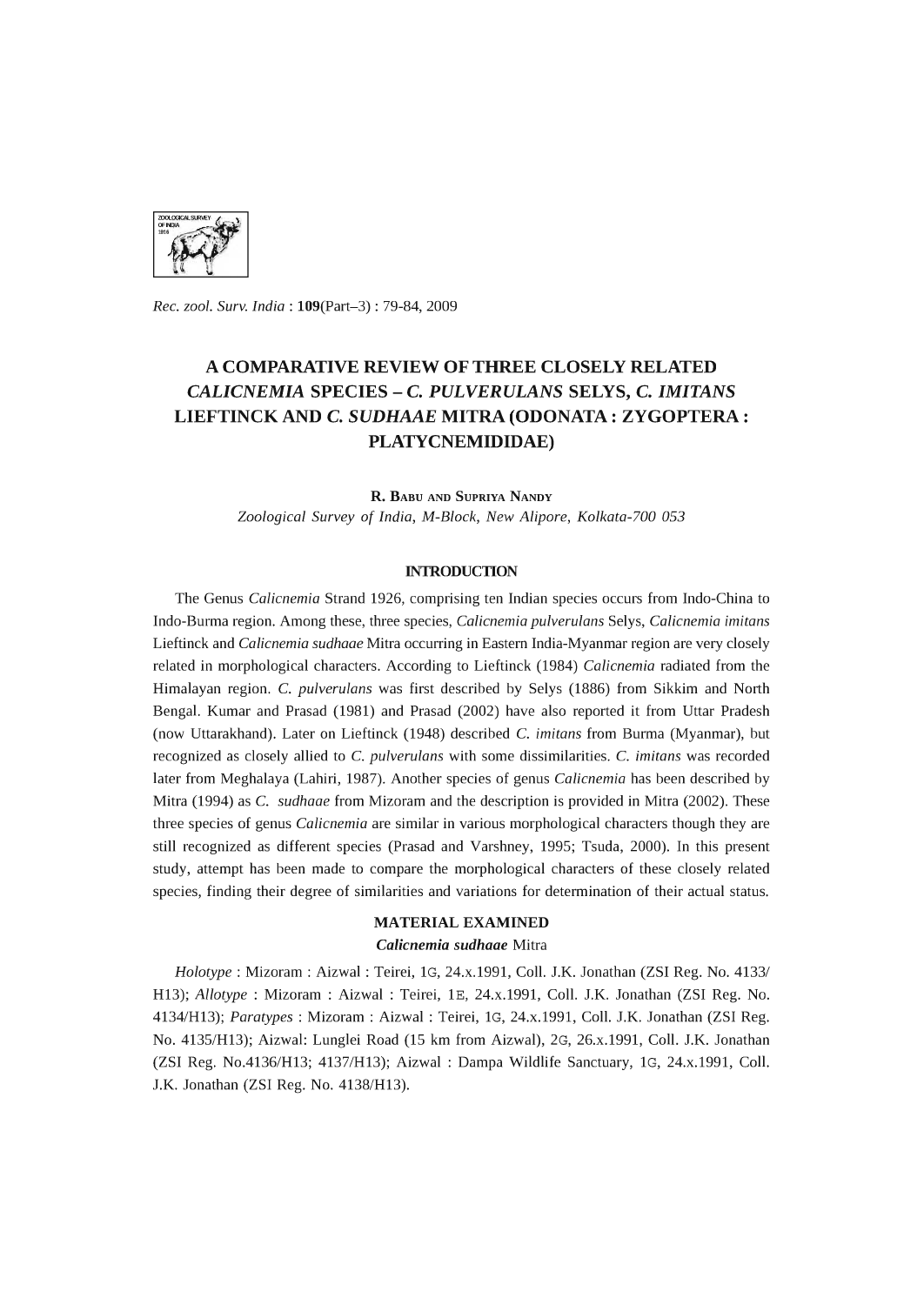Rec. zool. Surv. India : **109**(Part–3) : 79-84, 2009

# A COMPARATIVE REVIEW OF THREE CLOSELY RELATED *CALICNEMIA* SPECIES – *C. PULVERULANS* SELYS, *C. IMITANS* LIEFTINCK AND *C. SUDHAAE* MITRA (ODONATA : ZYGOPTERA : PLATYCNEMIDIDAE)

**R. Babu and Supriya Nandy**

*Zoological Survey of India, M-Block, New Alipore, Kolkata-700 053*

## INTRODUCTION

The Genus *Calicnemia* Strand 1926, comprising ten Indian species occurs from Indo-China to Indo-Burma region. Among these, three species, *Calicnemia pulverulans* Selys, *Calicnemia imitans* Lieftinck and *Calicnemia sudhaae* Mitra occurring in Eastern India-Myanmar region are very closely related in morphological characters. According to Lieftinck (1984) *Calicnemia* radiated from the Himalayan region. *C. pulverulans* was first described by Selys (1886) from Sikkim and North Bengal. Kumar and Prasad (1981) and Prasad (2002) have also reported it from Uttar Pradesh (now Uttarakhand). Later on Lieftinck (1948) described *C. imitans* from Burma (Myanmar), but recognized as closely allied to *C. pulverulans* with some dissimilarities. *C. imitans* was recorded later from Meghalaya (Lahiri, 1987). Another species of genus *Calicnemia* has been described by Mitra (1994) as *C. sudhaae* from Mizoram and the description is provided in Mitra (2002). These three species of genus *Calicnemia* are similar in various morphological characters though they are still recognized as different species (Prasad and Varshney, 1995; Tsuda, 2000). In this present study, attempt has been made to compare the morphological characters of these closely related species, finding their degree of similarities and variations for determination of their actual status.

## MATERIAL EXAMINED

### *Calicnemia sudhaae* Mitra

*Holotype* : Mizoram : Aizwal : Teirei, 1G, 24.x.1991, Coll. J.K. Jonathan (ZSI Reg. No. 4133/H13); *Allotype* : Mizoram : Aizwal : Teirei, 1E, 24.x.1991, Coll. J.K. Jonathan (ZSI Reg. No. 4134/H13); *Paratypes* : Mizoram : Aizwal : Teirei, 1G, 24.x.1991, Coll. J.K. Jonathan (ZSI Reg. No. 4135/H13); Aizwal: Lunglei Road (15 km from Aizwal), 2G, 26.x.1991, Coll. J.K. Jonathan (ZSI Reg. No.4136/H13; 4137/H13); Aizwal : Dampa Wildlife Sanctuary, 1G, 24.x.1991, Coll. J.K. Jonathan (ZSI Reg. No. 4138/H13).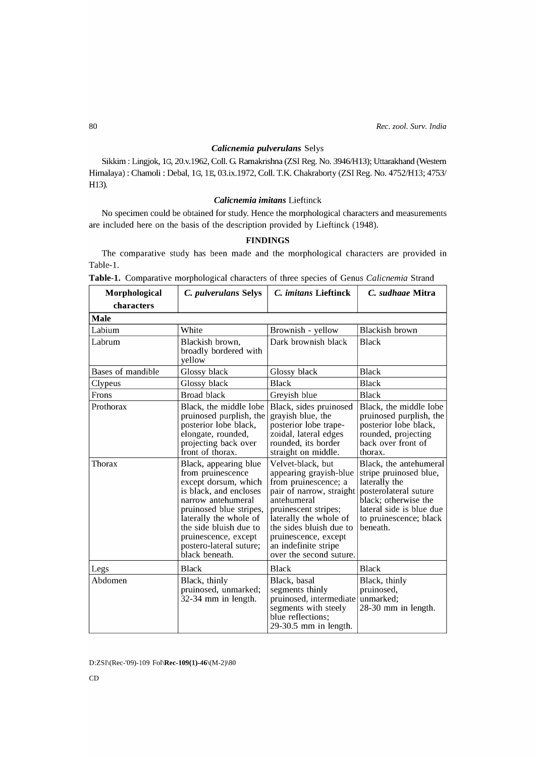### *Calicnemia pulverulans* Selys

Sikkim : Lingjok, 1♂, 20.v.1962, Coll. G. Ramakrishna (ZSI Reg. No. 3946/H13); Uttarakhand (Western Himalaya) : Chamoli : Debal, 1♂, 1♀, 03.ix.1972, Coll. T.K. Chakraborty (ZSI Reg. No. 4752/H13; 4753/H13).

### *Calicnemia imitans* Lieftinck

No specimen could be obtained for study. Hence the morphological characters and measurements are included here on the basis of the description provided by Lieftinck (1948).

## FINDINGS

The comparative study has been made and the morphological characters are provided in Table-1.

**Table-1.** Comparative morphological characters of three species of Genus *Calicnemia* Strand

| Morphological characters | *C. pulverulans* Selys | *C. imitans* Lieftinck | *C. sudhaae* Mitra |
|---|---|---|---|
| **Male** | | | |
| Labium | White | Brownish - yellow | Blackish brown |
| Labrum | Blackish brown, broadly bordered with yellow | Dark brownish black | Black |
| Bases of mandible | Glossy black | Glossy black | Black |
| Clypeus | Glossy black | Black | Black |
| Frons | Broad black | Greyish blue | Black |
| Prothorax | Black, the middle lobe pruinosed purplish, the posterior lobe black, elongate, rounded, projecting back over front of thorax. | Black, sides pruinosed grayish blue, the posterior lobe trapezoidal, lateral edges rounded, its border straight on middle. | Black, the middle lobe pruinosed purplish, the posterior lobe black, rounded, projecting back over front of thorax. |
| Thorax | Black, appearing blue from pruinescence except dorsum, which is black, and encloses narrow antehumeral pruinosed blue stripes, laterally the whole of the side bluish due to pruinescence, except postero-lateral suture; black beneath. | Velvet-black, but appearing grayish-blue from pruinescence; a pair of narrow, straight antehumeral pruinescent stripes; laterally the whole of the sides bluish due to pruinescence, except an indefinite stripe over the second suture. | Black, the antehumeral stripe pruinosed blue, laterally the posterolateral suture black; otherwise the lateral side is blue due to pruinescence; black beneath. |
| Legs | Black | Black | Black |
| Abdomen | Black, thinly pruinosed, unmarked; 32-34 mm in length. | Black, basal segments thinly pruinosed, intermediate segments with steely blue reflections; 29-30.5 mm in length. | Black, thinly pruinosed, unmarked; 28-30 mm in length. |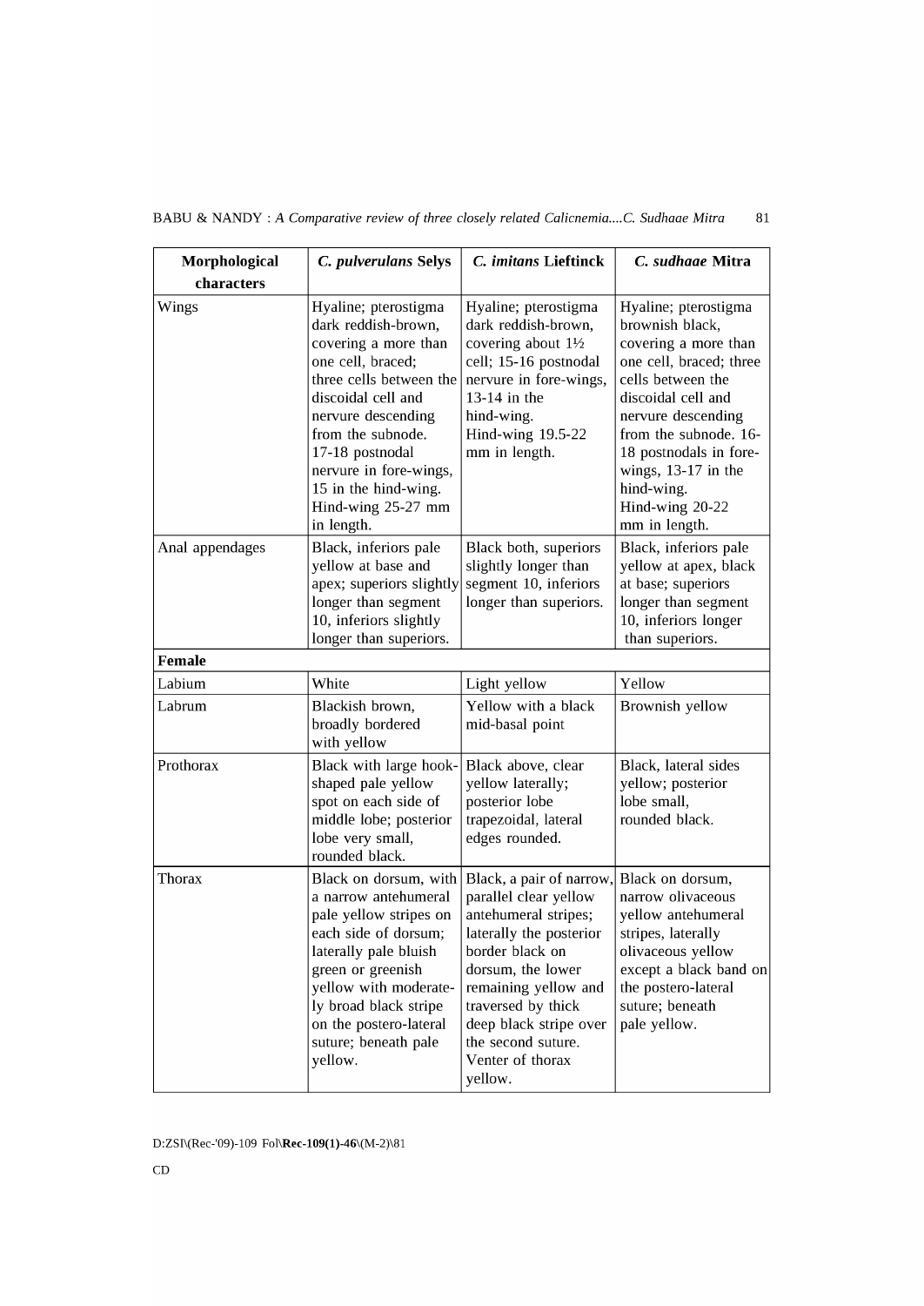| Morphological characters | *C. pulverulans* Selys | *C. imitans* Lieftinck | *C. sudhaae* Mitra |
|---|---|---|---|
| Wings | Hyaline; pterostigma dark reddish-brown, covering a more than one cell, braced; three cells between the discoidal cell and nervure descending from the subnode. 17-18 postnodal nervure in fore-wings, 15 in the hind-wing. Hind-wing 25-27 mm in length. | Hyaline; pterostigma dark reddish-brown, covering about 1½ cell; 15-16 postnodal nervure in fore-wings, 13-14 in the hind-wing. Hind-wing 19.5-22 mm in length. | Hyaline; pterostigma brownish black, covering a more than one cell, braced; three cells between the discoidal cell and nervure descending from the subnode. 16-18 postnodals in fore-wings, 13-17 in the hind-wing. Hind-wing 20-22 mm in length. |
| Anal appendages | Black, inferiors pale yellow at base and apex; superiors slightly longer than segment 10, inferiors slightly longer than superiors. | Black both, superiors slightly longer than segment 10, inferiors longer than superiors. | Black, inferiors pale yellow at apex, black at base; superiors longer than segment 10, inferiors longer than superiors. |
| **Female** | | | |
| Labium | White | Light yellow | Yellow |
| Labrum | Blackish brown, broadly bordered with yellow | Yellow with a black mid-basal point | Brownish yellow |
| Prothorax | Black with large hook-shaped pale yellow spot on each side of middle lobe; posterior lobe very small, rounded black. | Black above, clear yellow laterally; posterior lobe trapezoidal, lateral edges rounded. | Black, lateral sides yellow; posterior lobe small, rounded black. |
| Thorax | Black on dorsum, with a narrow antehumeral pale yellow stripes on each side of dorsum; laterally pale bluish green or greenish yellow with moderately broad black stripe on the postero-lateral suture; beneath pale yellow. | Black, a pair of narrow, parallel clear yellow antehumeral stripes; laterally the posterior border black on dorsum, the lower remaining yellow and traversed by thick deep black stripe over the second suture. Venter of thorax yellow. | Black on dorsum, narrow olivaceous yellow antehumeral stripes, laterally olivaceous yellow except a black band on the postero-lateral suture; beneath pale yellow. |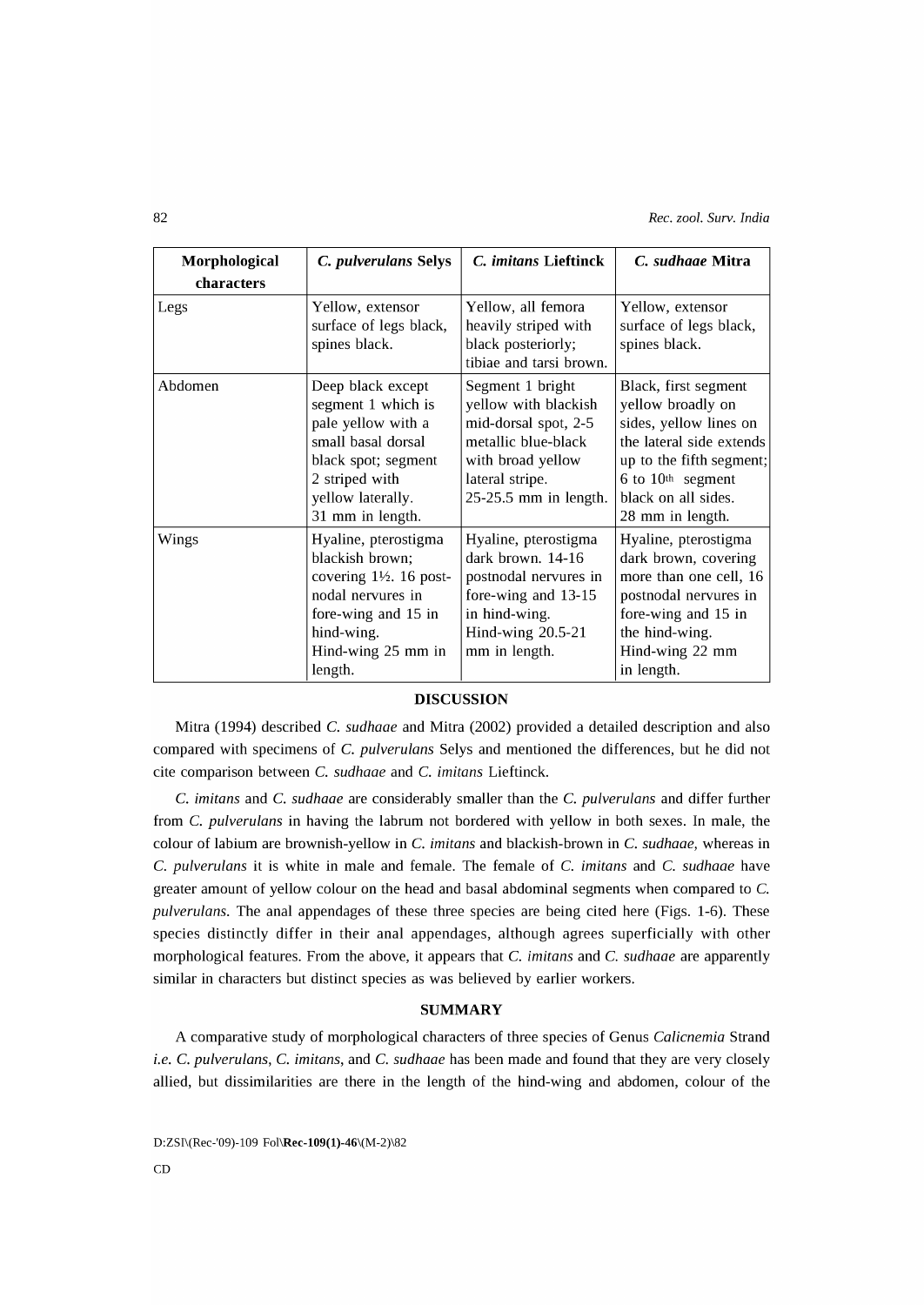| Morphological characters | *C. pulverulans* Selys | *C. imitans* Lieftinck | *C. sudhaae* Mitra |
|---|---|---|---|
| Legs | Yellow, extensor surface of legs black, spines black. | Yellow, all femora heavily striped with black posteriorly; tibiae and tarsi brown. | Yellow, extensor surface of legs black, spines black. |
| Abdomen | Deep black except segment 1 which is pale yellow with a small basal dorsal black spot; segment 2 striped with yellow laterally. 31 mm in length. | Segment 1 bright yellow with blackish mid-dorsal spot, 2-5 metallic blue-black with broad yellow lateral stripe. 25-25.5 mm in length. | Black, first segment yellow broadly on sides, yellow lines on the lateral side extends up to the fifth segment; 6 to 10th segment black on all sides. 28 mm in length. |
| Wings | Hyaline, pterostigma blackish brown; covering 1½. 16 post-nodal nervures in fore-wing and 15 in hind-wing. Hind-wing 25 mm in length. | Hyaline, pterostigma dark brown. 14-16 postnodal nervures in fore-wing and 13-15 in hind-wing. Hind-wing 20.5-21 mm in length. | Hyaline, pterostigma dark brown, covering more than one cell, 16 postnodal nervures in fore-wing and 15 in the hind-wing. Hind-wing 22 mm in length. |

## DISCUSSION

Mitra (1994) described *C. sudhaae* and Mitra (2002) provided a detailed description and also compared with specimens of *C. pulverulans* Selys and mentioned the differences, but he did not cite comparison between *C. sudhaae* and *C. imitans* Lieftinck.

*C. imitans* and *C. sudhaae* are considerably smaller than the *C. pulverulans* and differ further from *C. pulverulans* in having the labrum not bordered with yellow in both sexes. In male, the colour of labium are brownish-yellow in *C. imitans* and blackish-brown in *C. sudhaae,* whereas in *C. pulverulans* it is white in male and female. The female of *C. imitans* and *C. sudhaae* have greater amount of yellow colour on the head and basal abdominal segments when compared to *C. pulverulans*. The anal appendages of these three species are being cited here (Figs. 1-6). These species distinctly differ in their anal appendages, although agrees superficially with other morphological features. From the above, it appears that *C. imitans* and *C. sudhaae* are apparently similar in characters but distinct species as was believed by earlier workers.

## SUMMARY

A comparative study of morphological characters of three species of Genus *Calicnemia* Strand *i.e. C. pulverulans*, *C. imitans*, and *C. sudhaae* has been made and found that they are very closely allied, but dissimilarities are there in the length of the hind-wing and abdomen, colour of the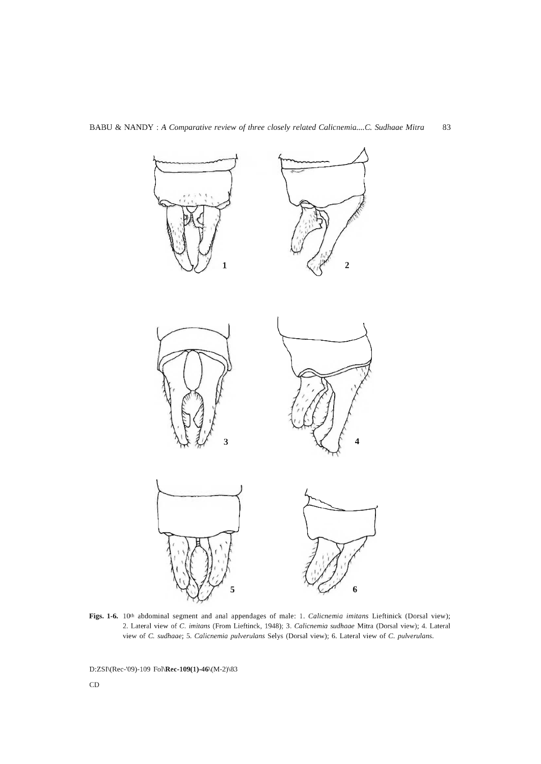1

2

3

4

5

6

**Figs. 1-6.** 10th abdominal segment and anal appendages of male: 1. *Calicnemia imitans* Lieftinick (Dorsal view); 2. Lateral view of *C. imitans* (From Lieftinck, 1948); 3. *Calicnemia sudhaae* Mitra (Dorsal view); 4. Lateral view of *C. sudhaae*; 5. *Calicnemia pulverulans* Selys (Dorsal view); 6. Lateral view of *C. pulverulans*.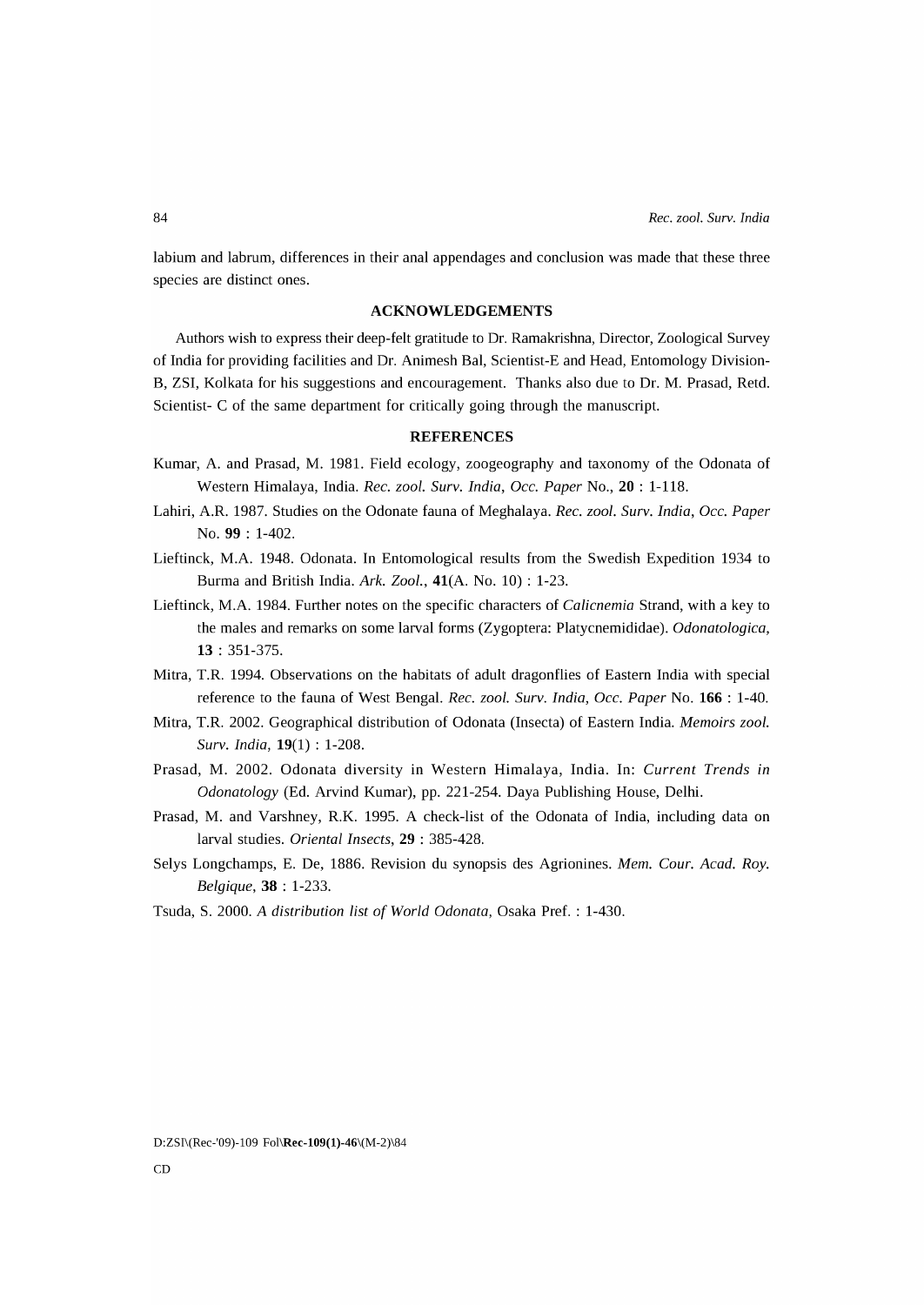labium and labrum, differences in their anal appendages and conclusion was made that these three species are distinct ones.

## ACKNOWLEDGEMENTS

Authors wish to express their deep-felt gratitude to Dr. Ramakrishna, Director, Zoological Survey of India for providing facilities and Dr. Animesh Bal, Scientist-E and Head, Entomology Division-B, ZSI, Kolkata for his suggestions and encouragement. Thanks also due to Dr. M. Prasad, Retd. Scientist- C of the same department for critically going through the manuscript.

## REFERENCES

Kumar, A. and Prasad, M. 1981. Field ecology, zoogeography and taxonomy of the Odonata of Western Himalaya, India. *Rec. zool. Surv. India*, *Occ. Paper* No., **20** : 1-118.

Lahiri, A.R. 1987. Studies on the Odonate fauna of Meghalaya. *Rec. zool. Surv. India*, *Occ. Paper* No. **99** : 1-402.

Lieftinck, M.A. 1948. Odonata. In Entomological results from the Swedish Expedition 1934 to Burma and British India. *Ark. Zool.*, **41**(A. No. 10) : 1-23.

Lieftinck, M.A. 1984. Further notes on the specific characters of *Calicnemia* Strand, with a key to the males and remarks on some larval forms (Zygoptera: Platycnemididae). *Odonatologica*, **13** : 351-375.

Mitra, T.R. 1994. Observations on the habitats of adult dragonflies of Eastern India with special reference to the fauna of West Bengal. *Rec. zool. Surv. India*, *Occ. Paper* No. **166** : 1-40.

Mitra, T.R. 2002. Geographical distribution of Odonata (Insecta) of Eastern India. *Memoirs zool. Surv. India*, **19**(1) : 1-208.

Prasad, M. 2002. Odonata diversity in Western Himalaya, India. In: *Current Trends in Odonatology* (Ed. Arvind Kumar), pp. 221-254. Daya Publishing House, Delhi.

Prasad, M. and Varshney, R.K. 1995. A check-list of the Odonata of India, including data on larval studies. *Oriental Insects*, **29** : 385-428.

Selys Longchamps, E. De, 1886. Revision du synopsis des Agrionines. *Mem. Cour. Acad. Roy. Belgique*, **38** : 1-233.

Tsuda, S. 2000. *A distribution list of World Odonata*, Osaka Pref. : 1-430.